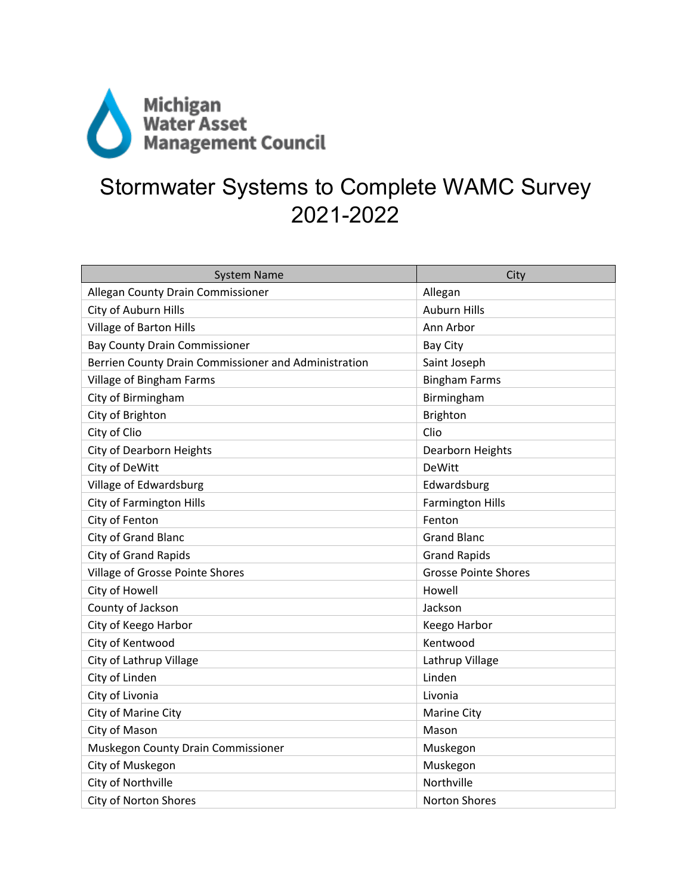Michigan Water Asset Management Council

# Stormwater Systems to Complete WAMC Survey 2021-2022

| System Name | City |
|---|---|
| Allegan County Drain Commissioner | Allegan |
| City of Auburn Hills | Auburn Hills |
| Village of Barton Hills | Ann Arbor |
| Bay County Drain Commissioner | Bay City |
| Berrien County Drain Commissioner and Administration | Saint Joseph |
| Village of Bingham Farms | Bingham Farms |
| City of Birmingham | Birmingham |
| City of Brighton | Brighton |
| City of Clio | Clio |
| City of Dearborn Heights | Dearborn Heights |
| City of DeWitt | DeWitt |
| Village of Edwardsburg | Edwardsburg |
| City of Farmington Hills | Farmington Hills |
| City of Fenton | Fenton |
| City of Grand Blanc | Grand Blanc |
| City of Grand Rapids | Grand Rapids |
| Village of Grosse Pointe Shores | Grosse Pointe Shores |
| City of Howell | Howell |
| County of Jackson | Jackson |
| City of Keego Harbor | Keego Harbor |
| City of Kentwood | Kentwood |
| City of Lathrup Village | Lathrup Village |
| City of Linden | Linden |
| City of Livonia | Livonia |
| City of Marine City | Marine City |
| City of Mason | Mason |
| Muskegon County Drain Commissioner | Muskegon |
| City of Muskegon | Muskegon |
| City of Northville | Northville |
| City of Norton Shores | Norton Shores |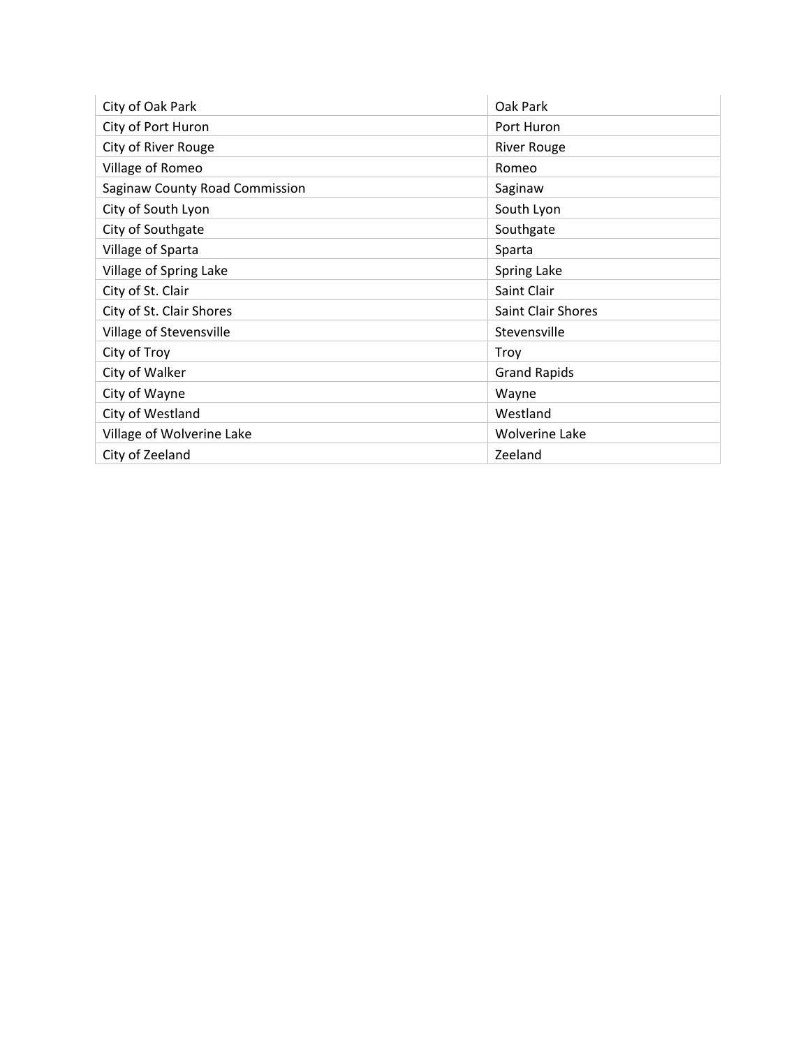| | |
|---|---|
| City of Oak Park | Oak Park |
| City of Port Huron | Port Huron |
| City of River Rouge | River Rouge |
| Village of Romeo | Romeo |
| Saginaw County Road Commission | Saginaw |
| City of South Lyon | South Lyon |
| City of Southgate | Southgate |
| Village of Sparta | Sparta |
| Village of Spring Lake | Spring Lake |
| City of St. Clair | Saint Clair |
| City of St. Clair Shores | Saint Clair Shores |
| Village of Stevensville | Stevensville |
| City of Troy | Troy |
| City of Walker | Grand Rapids |
| City of Wayne | Wayne |
| City of Westland | Westland |
| Village of Wolverine Lake | Wolverine Lake |
| City of Zeeland | Zeeland |